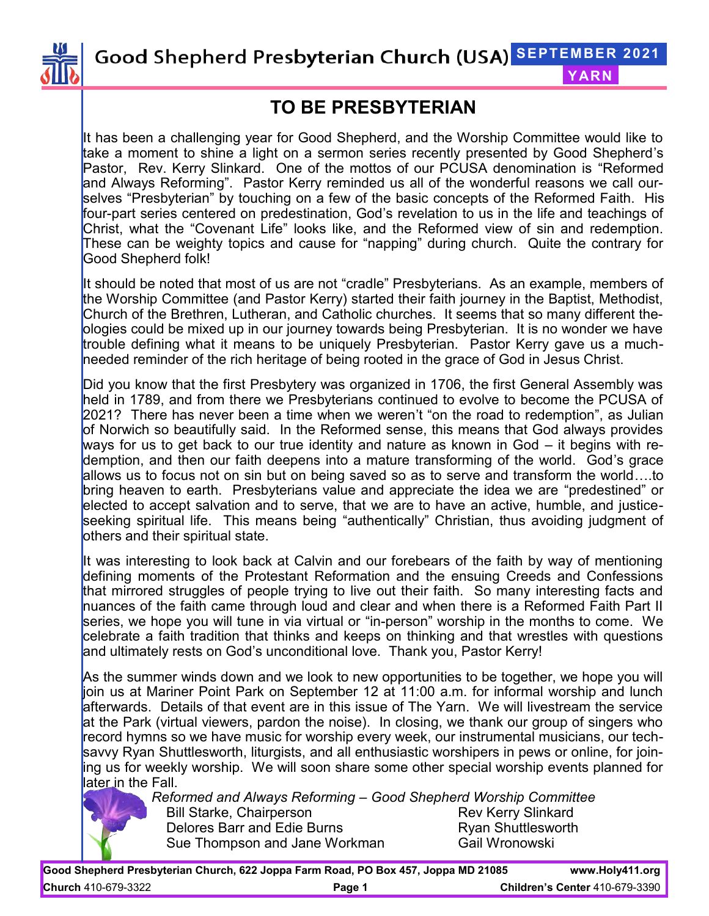Good Shepherd Presbyterian Church (USA) **SEPTEMBER 2021**

**YARN**

# TO BE PRESBYTERIAN

It has been a challenging year for Good Shepherd, and the Worship Committee would like to take a moment to shine a light on a sermon series recently presented by Good Shepherd's Pastor, Rev. Kerry Slinkard. One of the mottos of our PCUSA denomination is "Reformed and Always Reforming". Pastor Kerry reminded us all of the wonderful reasons we call ourselves "Presbyterian" by touching on a few of the basic concepts of the Reformed Faith. His four-part series centered on predestination, God's revelation to us in the life and teachings of Christ, what the "Covenant Life" looks like, and the Reformed view of sin and redemption. These can be weighty topics and cause for "napping" during church. Quite the contrary for Good Shepherd folk!

It should be noted that most of us are not "cradle" Presbyterians. As an example, members of the Worship Committee (and Pastor Kerry) started their faith journey in the Baptist, Methodist, Church of the Brethren, Lutheran, and Catholic churches. It seems that so many different theologies could be mixed up in our journey towards being Presbyterian. It is no wonder we have trouble defining what it means to be uniquely Presbyterian. Pastor Kerry gave us a much-needed reminder of the rich heritage of being rooted in the grace of God in Jesus Christ.

Did you know that the first Presbytery was organized in 1706, the first General Assembly was held in 1789, and from there we Presbyterians continued to evolve to become the PCUSA of 2021? There has never been a time when we weren't "on the road to redemption", as Julian of Norwich so beautifully said. In the Reformed sense, this means that God always provides ways for us to get back to our true identity and nature as known in God – it begins with redemption, and then our faith deepens into a mature transforming of the world. God's grace allows us to focus not on sin but on being saved so as to serve and transform the world….to bring heaven to earth. Presbyterians value and appreciate the idea we are "predestined" or elected to accept salvation and to serve, that we are to have an active, humble, and justice-seeking spiritual life. This means being "authentically" Christian, thus avoiding judgment of others and their spiritual state.

It was interesting to look back at Calvin and our forebears of the faith by way of mentioning defining moments of the Protestant Reformation and the ensuing Creeds and Confessions that mirrored struggles of people trying to live out their faith. So many interesting facts and nuances of the faith came through loud and clear and when there is a Reformed Faith Part II series, we hope you will tune in via virtual or "in-person" worship in the months to come. We celebrate a faith tradition that thinks and keeps on thinking and that wrestles with questions and ultimately rests on God's unconditional love. Thank you, Pastor Kerry!

As the summer winds down and we look to new opportunities to be together, we hope you will join us at Mariner Point Park on September 12 at 11:00 a.m. for informal worship and lunch afterwards. Details of that event are in this issue of The Yarn. We will livestream the service at the Park (virtual viewers, pardon the noise). In closing, we thank our group of singers who record hymns so we have music for worship every week, our instrumental musicians, our tech-savvy Ryan Shuttlesworth, liturgists, and all enthusiastic worshipers in pews or online, for joining us for weekly worship. We will soon share some other special worship events planned for later in the Fall.

*Reformed and Always Reforming – Good Shepherd Worship Committee*

Bill Starke, Chairperson
Delores Barr and Edie Burns
Sue Thompson and Jane Workman

Rev Kerry Slinkard
Ryan Shuttlesworth
Gail Wronowski

**Good Shepherd Presbyterian Church, 622 Joppa Farm Road, PO Box 457, Joppa MD 21085** **www.Holy411.org**
**Church** 410-679-3322 **Children's Center** 410-679-3390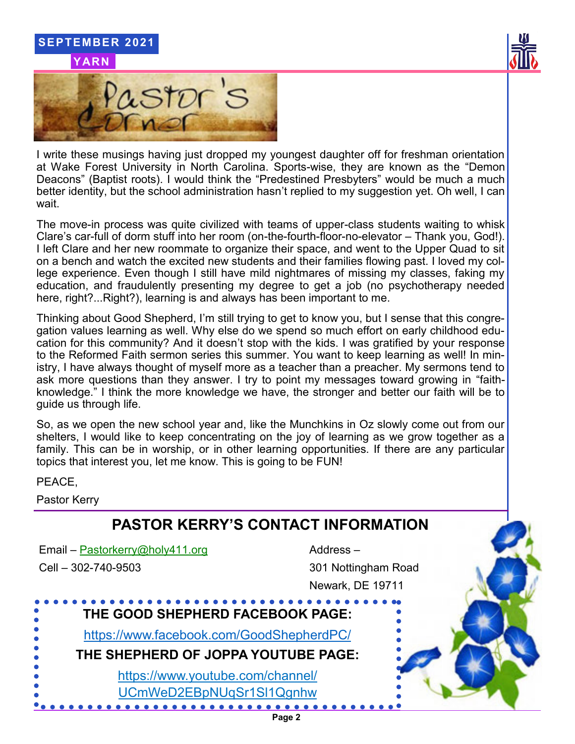# Pastor's Corner

I write these musings having just dropped my youngest daughter off for freshman orientation at Wake Forest University in North Carolina. Sports-wise, they are known as the "Demon Deacons" (Baptist roots). I would think the "Predestined Presbyters" would be much a much better identity, but the school administration hasn't replied to my suggestion yet. Oh well, I can wait.

The move-in process was quite civilized with teams of upper-class students waiting to whisk Clare's car-full of dorm stuff into her room (on-the-fourth-floor-no-elevator – Thank you, God!). I left Clare and her new roommate to organize their space, and went to the Upper Quad to sit on a bench and watch the excited new students and their families flowing past. I loved my college experience. Even though I still have mild nightmares of missing my classes, faking my education, and fraudulently presenting my degree to get a job (no psychotherapy needed here, right?...Right?), learning is and always has been important to me.

Thinking about Good Shepherd, I'm still trying to get to know you, but I sense that this congregation values learning as well. Why else do we spend so much effort on early childhood education for this community? And it doesn't stop with the kids. I was gratified by your response to the Reformed Faith sermon series this summer. You want to keep learning as well! In ministry, I have always thought of myself more as a teacher than a preacher. My sermons tend to ask more questions than they answer. I try to point my messages toward growing in "faith-knowledge." I think the more knowledge we have, the stronger and better our faith will be to guide us through life.

So, as we open the new school year and, like the Munchkins in Oz slowly come out from our shelters, I would like to keep concentrating on the joy of learning as we grow together as a family. This can be in worship, or in other learning opportunities. If there are any particular topics that interest you, let me know. This is going to be FUN!

PEACE,

Pastor Kerry

## PASTOR KERRY'S CONTACT INFORMATION

Email – Pastorkerry@holy411.org

Cell – 302-740-9503

Address –
301 Nottingham Road
Newark, DE 19711

**THE GOOD SHEPHERD FACEBOOK PAGE:**

https://www.facebook.com/GoodShepherdPC/

**THE SHEPHERD OF JOPPA YOUTUBE PAGE:**

https://www.youtube.com/channel/UCmWeD2EBpNUqSr1Sl1Qgnhw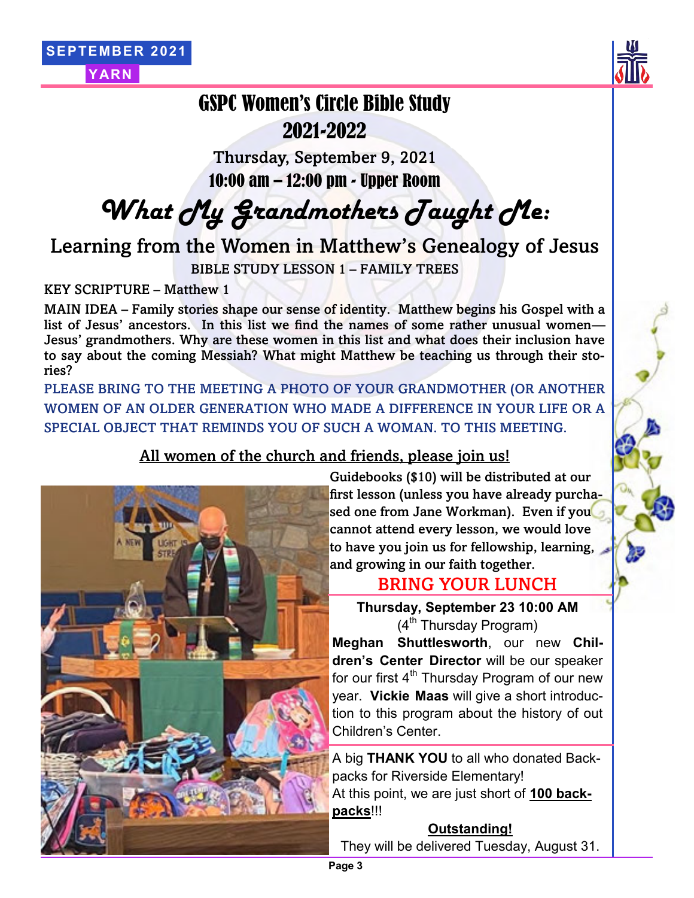# GSPC Women's Circle Bible Study 2021-2022

Thursday, September 9, 2021

**10:00 am – 12:00 pm - Upper Room**

## *What My Grandmothers Taught Me:*

### Learning from the Women in Matthew's Genealogy of Jesus

BIBLE STUDY LESSON 1 – FAMILY TREES

KEY SCRIPTURE – Matthew 1

MAIN IDEA – Family stories shape our sense of identity. Matthew begins his Gospel with a list of Jesus' ancestors. In this list we find the names of some rather unusual women—Jesus' grandmothers. Why are these women in this list and what does their inclusion have to say about the coming Messiah? What might Matthew be teaching us through their stories?

PLEASE BRING TO THE MEETING A PHOTO OF YOUR GRANDMOTHER (OR ANOTHER WOMEN OF AN OLDER GENERATION WHO MADE A DIFFERENCE IN YOUR LIFE OR A SPECIAL OBJECT THAT REMINDS YOU OF SUCH A WOMAN. TO THIS MEETING.

<u>All women of the church and friends, please join us!</u>

Guidebooks ($10) will be distributed at our first lesson (unless you have already purchased one from Jane Workman). Even if you cannot attend every lesson, we would love to have you join us for fellowship, learning, and growing in our faith together.

## BRING YOUR LUNCH

**Thursday, September 23 10:00 AM**
(4th Thursday Program)

**Meghan Shuttlesworth**, our new **Children's Center Director** will be our speaker for our first 4th Thursday Program of our new year. **Vickie Maas** will give a short introduction to this program about the history of out Children's Center.

A big **THANK YOU** to all who donated Backpacks for Riverside Elementary!
At this point, we are just short of **<u>100 backpacks</u>**!!!

**<u>Outstanding!</u>**

They will be delivered Tuesday, August 31.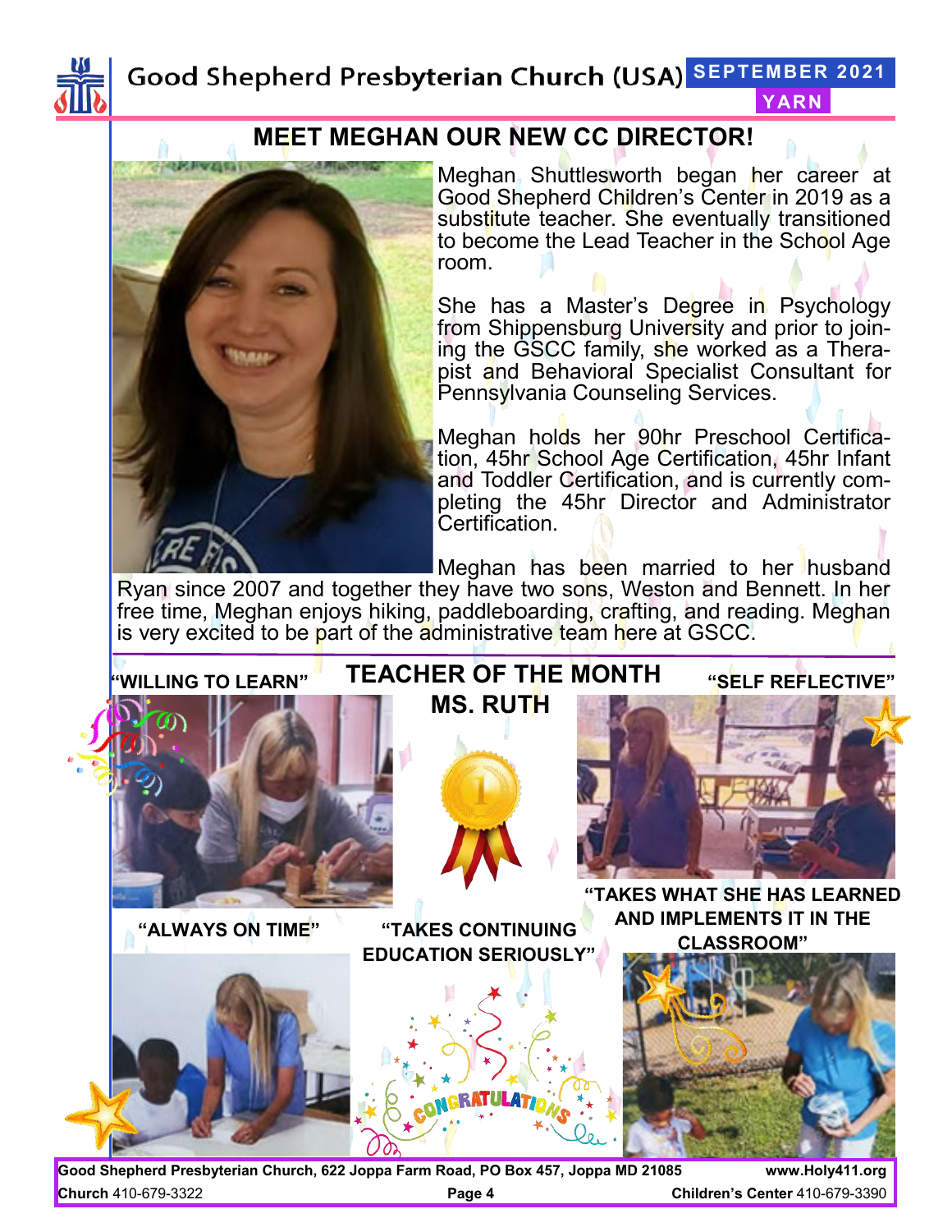## MEET MEGHAN OUR NEW CC DIRECTOR!

Meghan Shuttlesworth began her career at Good Shepherd Children's Center in 2019 as a substitute teacher. She eventually transitioned to become the Lead Teacher in the School Age room.

She has a Master's Degree in Psychology from Shippensburg University and prior to joining the GSCC family, she worked as a Therapist and Behavioral Specialist Consultant for Pennsylvania Counseling Services.

Meghan holds her 90hr Preschool Certification, 45hr School Age Certification, 45hr Infant and Toddler Certification, and is currently completing the 45hr Director and Administrator Certification.

Meghan has been married to her husband Ryan since 2007 and together they have two sons, Weston and Bennett. In her free time, Meghan enjoys hiking, paddleboarding, crafting, and reading. Meghan is very excited to be part of the administrative team here at GSCC.

## TEACHER OF THE MONTH

### MS. RUTH

"WILLING TO LEARN"

"SELF REFLECTIVE"

"TAKES WHAT SHE HAS LEARNED AND IMPLEMENTS IT IN THE CLASSROOM"

"ALWAYS ON TIME"

"TAKES CONTINUING EDUCATION SERIOUSLY"

CONGRATULATIONS

**Good Shepherd Presbyterian Church, 622 Joppa Farm Road, PO Box 457, Joppa MD 21085** **www.Holy411.org**

**Church** 410-679-3322 **Children's Center** 410-679-3390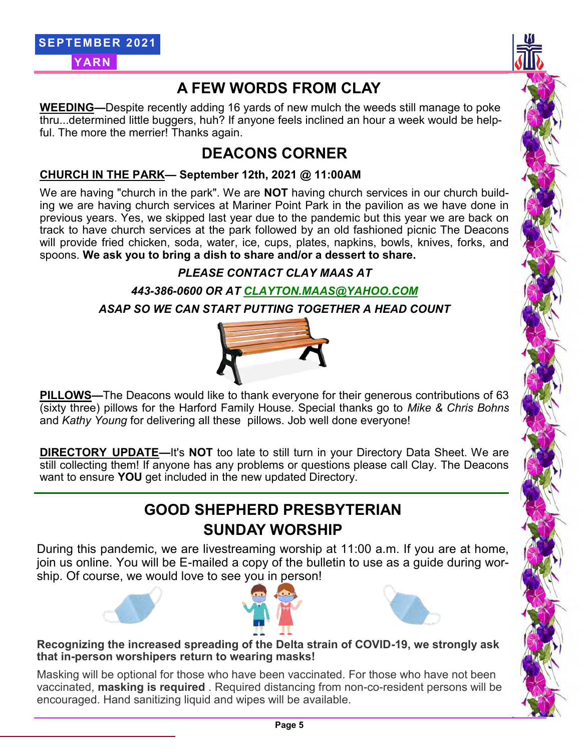# A FEW WORDS FROM CLAY

**WEEDING—**Despite recently adding 16 yards of new mulch the weeds still manage to poke thru...determined little buggers, huh? If anyone feels inclined an hour a week would be helpful. The more the merrier! Thanks again.

# DEACONS CORNER

**CHURCH IN THE PARK— September 12th, 2021 @ 11:00AM**

We are having "church in the park". We are **NOT** having church services in our church building we are having church services at Mariner Point Park in the pavilion as we have done in previous years. Yes, we skipped last year due to the pandemic but this year we are back on track to have church services at the park followed by an old fashioned picnic The Deacons will provide fried chicken, soda, water, ice, cups, plates, napkins, bowls, knives, forks, and spoons. **We ask you to bring a dish to share and/or a dessert to share.**

***PLEASE CONTACT CLAY MAAS AT***

***443-386-0600 OR AT CLAYTON.MAAS@YAHOO.COM***

***ASAP SO WE CAN START PUTTING TOGETHER A HEAD COUNT***

**PILLOWS—**The Deacons would like to thank everyone for their generous contributions of 63 (sixty three) pillows for the Harford Family House. Special thanks go to *Mike & Chris Bohns* and *Kathy Young* for delivering all these pillows. Job well done everyone!

**DIRECTORY UPDATE—**It's **NOT** too late to still turn in your Directory Data Sheet. We are still collecting them! If anyone has any problems or questions please call Clay. The Deacons want to ensure **YOU** get included in the new updated Directory.

# GOOD SHEPHERD PRESBYTERIAN SUNDAY WORSHIP

During this pandemic, we are livestreaming worship at 11:00 a.m. If you are at home, join us online. You will be E-mailed a copy of the bulletin to use as a guide during worship. Of course, we would love to see you in person!

**Recognizing the increased spreading of the Delta strain of COVID-19, we strongly ask that in-person worshipers return to wearing masks!**

Masking will be optional for those who have been vaccinated. For those who have not been vaccinated, **masking is required** . Required distancing from non-co-resident persons will be encouraged. Hand sanitizing liquid and wipes will be available.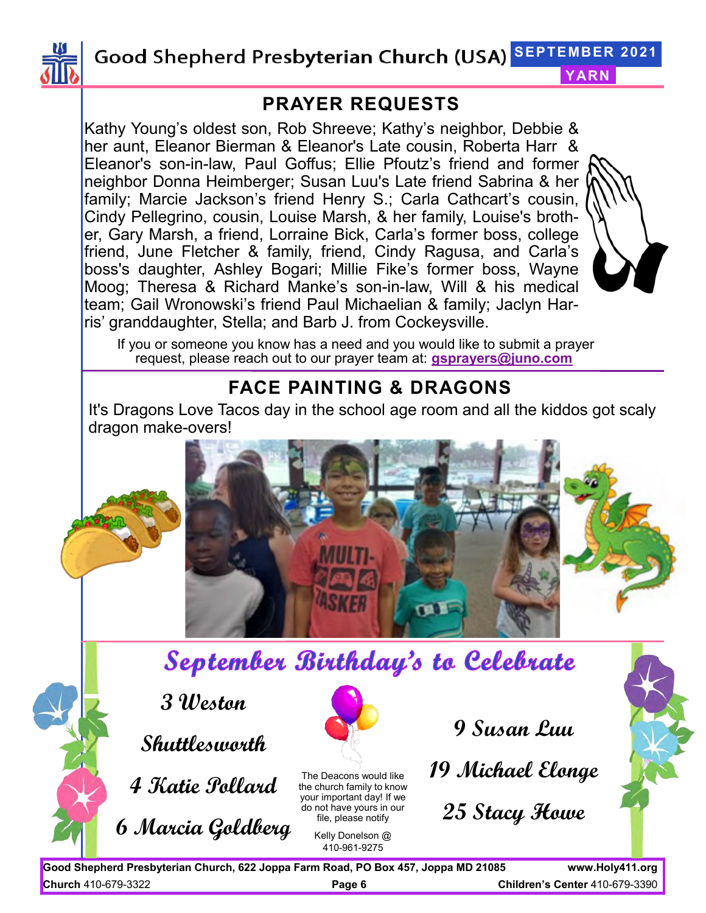## PRAYER REQUESTS

Kathy Young's oldest son, Rob Shreeve; Kathy's neighbor, Debbie & her aunt, Eleanor Bierman & Eleanor's Late cousin, Roberta Harr & Eleanor's son-in-law, Paul Goffus; Ellie Pfoutz's friend and former neighbor Donna Heimberger; Susan Luu's Late friend Sabrina & her family; Marcie Jackson's friend Henry S.; Carla Cathcart's cousin, Cindy Pellegrino, cousin, Louise Marsh, & her family, Louise's brother, Gary Marsh, a friend, Lorraine Bick, Carla's former boss, college friend, June Fletcher & family, friend, Cindy Ragusa, and Carla's boss's daughter, Ashley Bogari; Millie Fike's former boss, Wayne Moog; Theresa & Richard Manke's son-in-law, Will & his medical team; Gail Wronowski's friend Paul Michaelian & family; Jaclyn Harris' granddaughter, Stella; and Barb J. from Cockeysville.

If you or someone you know has a need and you would like to submit a prayer request, please reach out to our prayer team at: **gsprayers@juno.com**

## FACE PAINTING & DRAGONS

It's Dragons Love Tacos day in the school age room and all the kiddos got scaly dragon make-overs!

## *September Birthday's to Celebrate*

*3 Weston Shuttlesworth*

*4 Katie Pollard*

*6 Marcia Goldberg*

*9 Susan Luu*

*19 Michael Elonge*

*25 Stacy Howe*

The Deacons would like the church family to know your important day! If we do not have yours in our file, please notify

Kelly Donelson @ 410-961-9275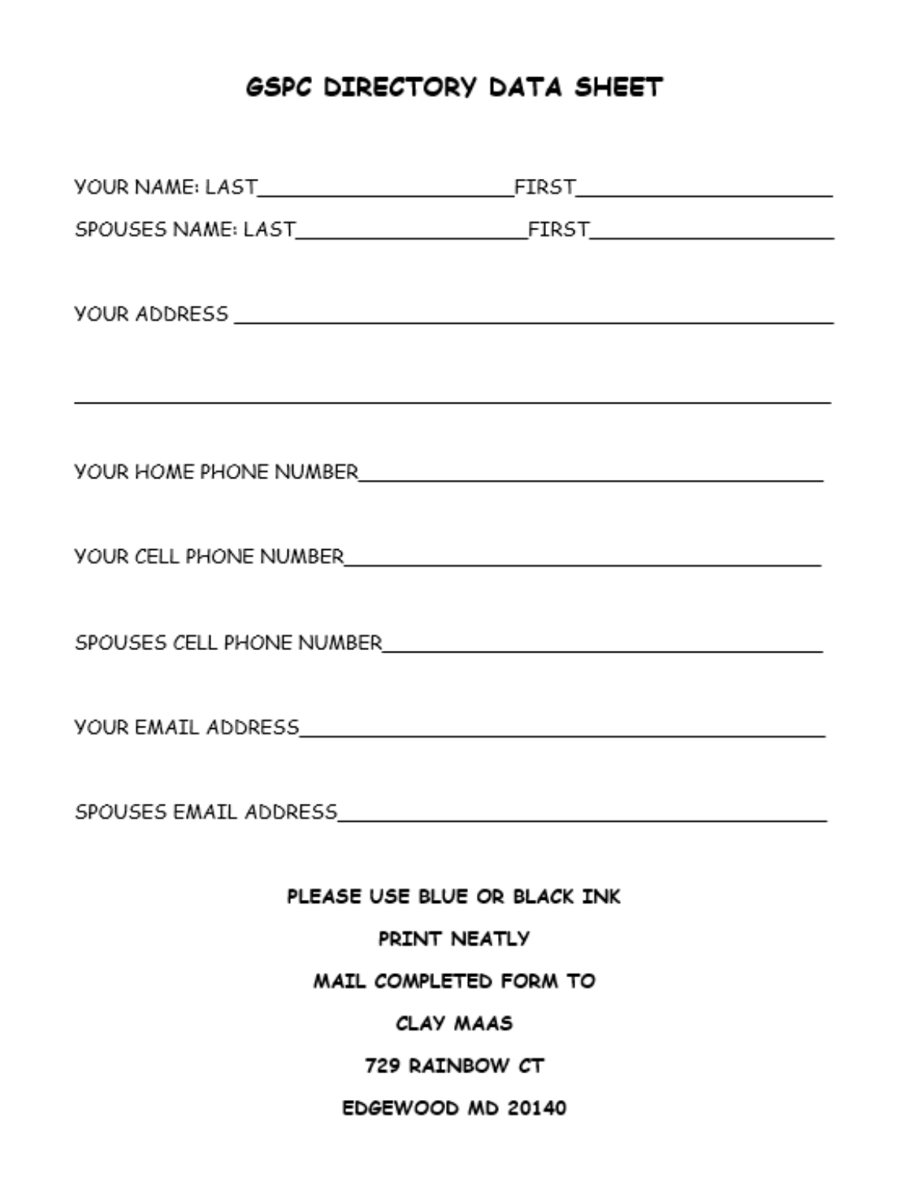# GSPC DIRECTORY DATA SHEET

YOUR NAME: LAST______________________FIRST______________________

SPOUSES NAME: LAST____________________FIRST_____________________

YOUR ADDRESS ___________________________________________________

________________________________________________________________

YOUR HOME PHONE NUMBER__________________________________________

YOUR CELL PHONE NUMBER__________________________________________

SPOUSES CELL PHONE NUMBER_______________________________________

YOUR EMAIL ADDRESS______________________________________________

SPOUSES EMAIL ADDRESS___________________________________________

**PLEASE USE BLUE OR BLACK INK**

**PRINT NEATLY**

**MAIL COMPLETED FORM TO**

**CLAY MAAS**

**729 RAINBOW CT**

**EDGEWOOD MD 20140**